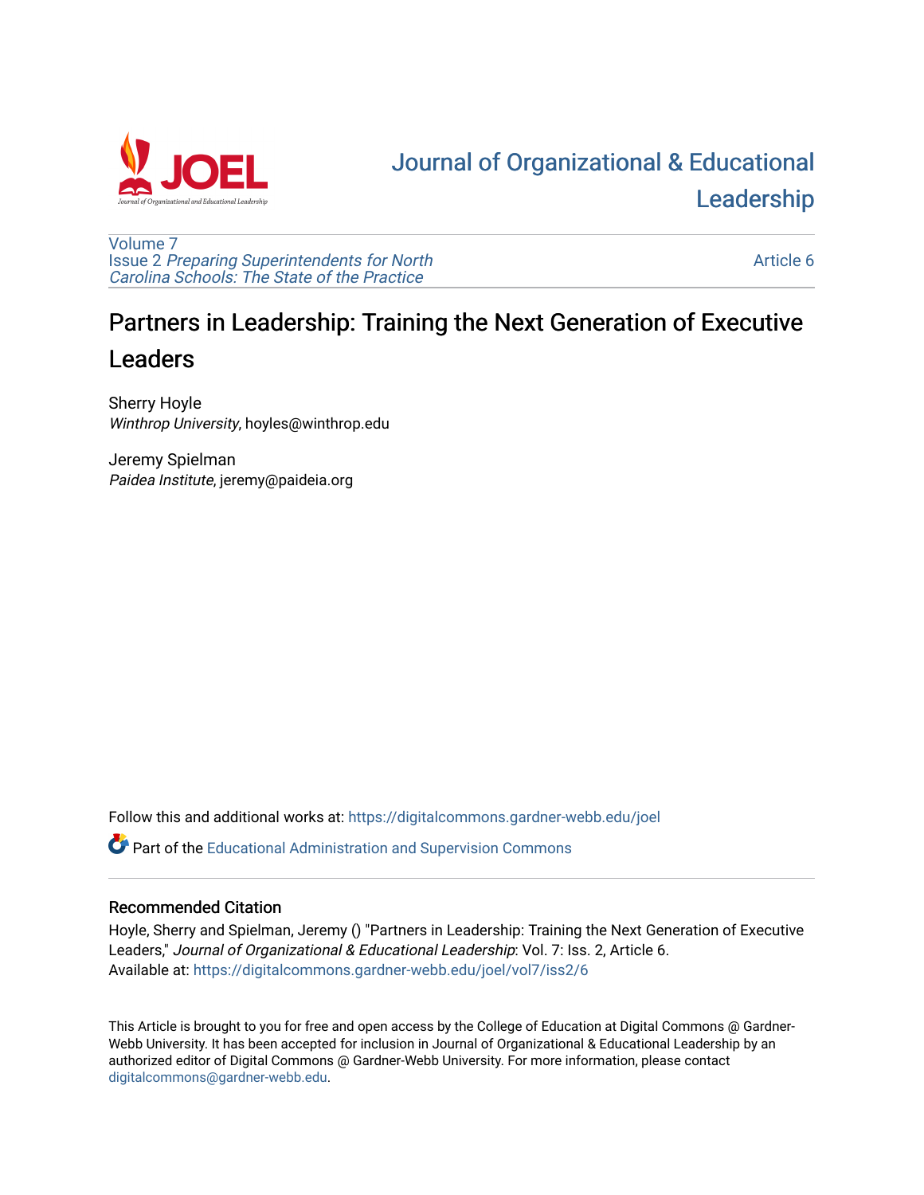# Journal of Organizational & Educational Leadership

Volume 7
Issue 2 *Preparing Superintendents for North Carolina Schools: The State of the Practice*

Article 6

## Partners in Leadership: Training the Next Generation of Executive Leaders

Sherry Hoyle
*Winthrop University*, hoyles@winthrop.edu

Jeremy Spielman
*Paidea Institute*, jeremy@paideia.org

Follow this and additional works at: https://digitalcommons.gardner-webb.edu/joel

Part of the Educational Administration and Supervision Commons

### Recommended Citation

Hoyle, Sherry and Spielman, Jeremy () "Partners in Leadership: Training the Next Generation of Executive Leaders," *Journal of Organizational & Educational Leadership*: Vol. 7: Iss. 2, Article 6.
Available at: https://digitalcommons.gardner-webb.edu/joel/vol7/iss2/6

This Article is brought to you for free and open access by the College of Education at Digital Commons @ Gardner-Webb University. It has been accepted for inclusion in Journal of Organizational & Educational Leadership by an authorized editor of Digital Commons @ Gardner-Webb University. For more information, please contact digitalcommons@gardner-webb.edu.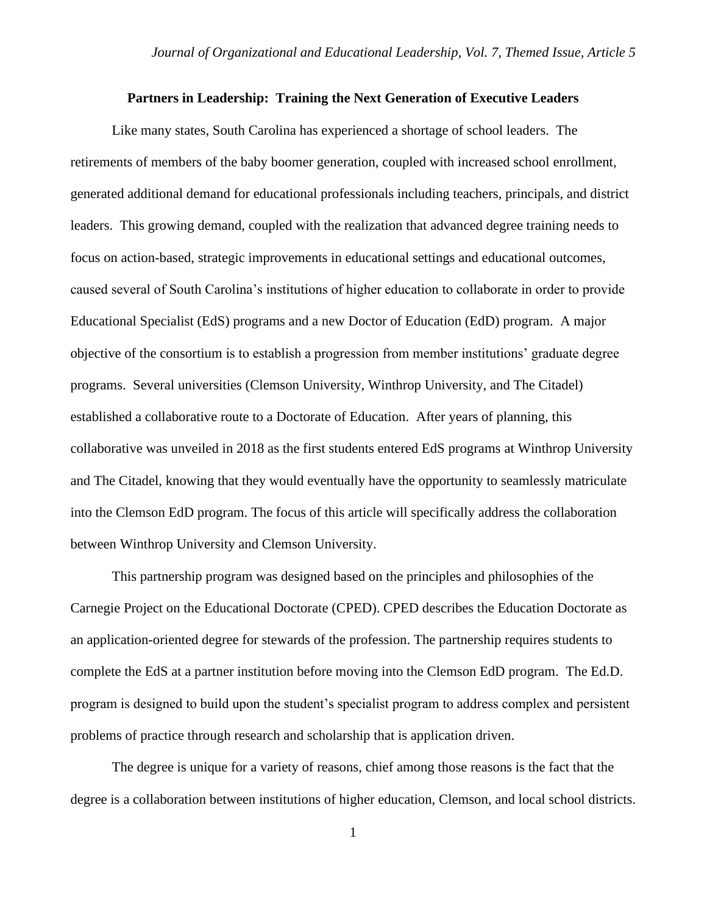## Partners in Leadership: Training the Next Generation of Executive Leaders

Like many states, South Carolina has experienced a shortage of school leaders. The retirements of members of the baby boomer generation, coupled with increased school enrollment, generated additional demand for educational professionals including teachers, principals, and district leaders. This growing demand, coupled with the realization that advanced degree training needs to focus on action-based, strategic improvements in educational settings and educational outcomes, caused several of South Carolina's institutions of higher education to collaborate in order to provide Educational Specialist (EdS) programs and a new Doctor of Education (EdD) program. A major objective of the consortium is to establish a progression from member institutions' graduate degree programs. Several universities (Clemson University, Winthrop University, and The Citadel) established a collaborative route to a Doctorate of Education. After years of planning, this collaborative was unveiled in 2018 as the first students entered EdS programs at Winthrop University and The Citadel, knowing that they would eventually have the opportunity to seamlessly matriculate into the Clemson EdD program. The focus of this article will specifically address the collaboration between Winthrop University and Clemson University.

This partnership program was designed based on the principles and philosophies of the Carnegie Project on the Educational Doctorate (CPED). CPED describes the Education Doctorate as an application-oriented degree for stewards of the profession. The partnership requires students to complete the EdS at a partner institution before moving into the Clemson EdD program. The Ed.D. program is designed to build upon the student's specialist program to address complex and persistent problems of practice through research and scholarship that is application driven.

The degree is unique for a variety of reasons, chief among those reasons is the fact that the degree is a collaboration between institutions of higher education, Clemson, and local school districts.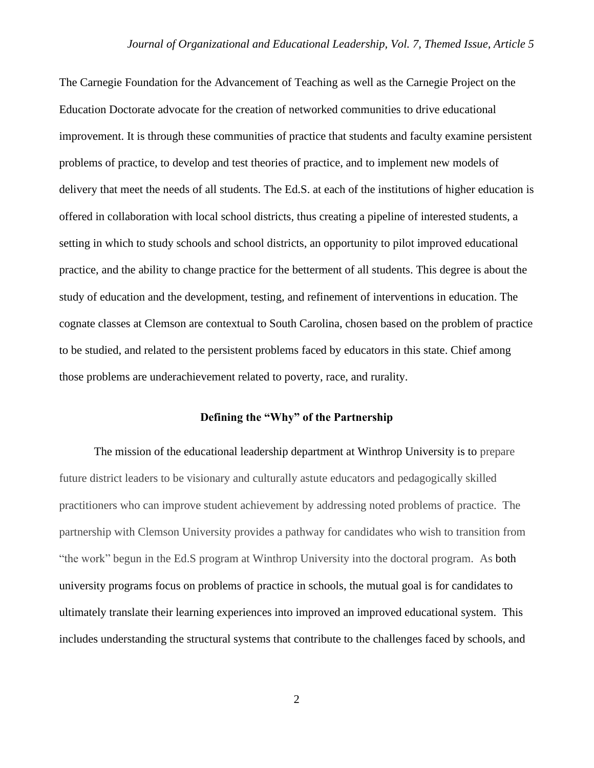The Carnegie Foundation for the Advancement of Teaching as well as the Carnegie Project on the Education Doctorate advocate for the creation of networked communities to drive educational improvement. It is through these communities of practice that students and faculty examine persistent problems of practice, to develop and test theories of practice, and to implement new models of delivery that meet the needs of all students. The Ed.S. at each of the institutions of higher education is offered in collaboration with local school districts, thus creating a pipeline of interested students, a setting in which to study schools and school districts, an opportunity to pilot improved educational practice, and the ability to change practice for the betterment of all students. This degree is about the study of education and the development, testing, and refinement of interventions in education. The cognate classes at Clemson are contextual to South Carolina, chosen based on the problem of practice to be studied, and related to the persistent problems faced by educators in this state. Chief among those problems are underachievement related to poverty, race, and rurality.

## Defining the "Why" of the Partnership

The mission of the educational leadership department at Winthrop University is to prepare future district leaders to be visionary and culturally astute educators and pedagogically skilled practitioners who can improve student achievement by addressing noted problems of practice. The partnership with Clemson University provides a pathway for candidates who wish to transition from "the work" begun in the Ed.S program at Winthrop University into the doctoral program. As both university programs focus on problems of practice in schools, the mutual goal is for candidates to ultimately translate their learning experiences into improved an improved educational system. This includes understanding the structural systems that contribute to the challenges faced by schools, and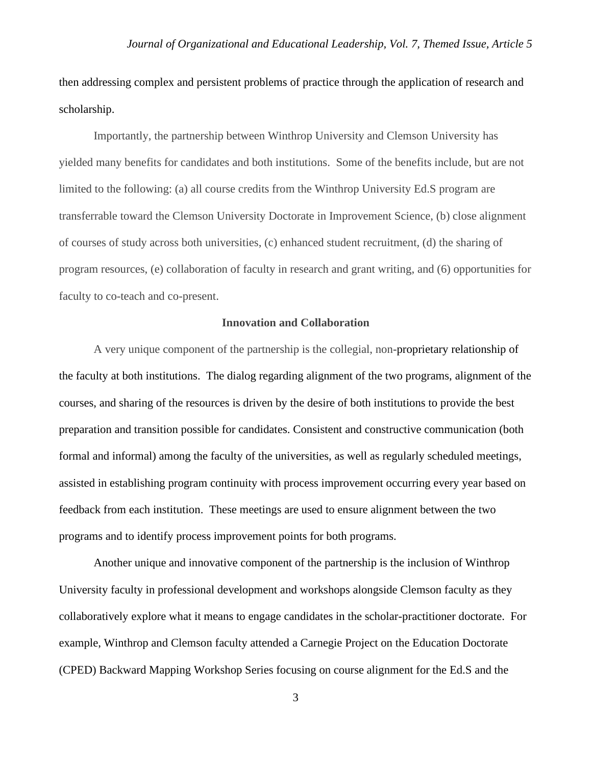then addressing complex and persistent problems of practice through the application of research and scholarship.

Importantly, the partnership between Winthrop University and Clemson University has yielded many benefits for candidates and both institutions. Some of the benefits include, but are not limited to the following: (a) all course credits from the Winthrop University Ed.S program are transferrable toward the Clemson University Doctorate in Improvement Science, (b) close alignment of courses of study across both universities, (c) enhanced student recruitment, (d) the sharing of program resources, (e) collaboration of faculty in research and grant writing, and (6) opportunities for faculty to co-teach and co-present.

### Innovation and Collaboration

A very unique component of the partnership is the collegial, non-proprietary relationship of the faculty at both institutions. The dialog regarding alignment of the two programs, alignment of the courses, and sharing of the resources is driven by the desire of both institutions to provide the best preparation and transition possible for candidates. Consistent and constructive communication (both formal and informal) among the faculty of the universities, as well as regularly scheduled meetings, assisted in establishing program continuity with process improvement occurring every year based on feedback from each institution. These meetings are used to ensure alignment between the two programs and to identify process improvement points for both programs.

Another unique and innovative component of the partnership is the inclusion of Winthrop University faculty in professional development and workshops alongside Clemson faculty as they collaboratively explore what it means to engage candidates in the scholar-practitioner doctorate. For example, Winthrop and Clemson faculty attended a Carnegie Project on the Education Doctorate (CPED) Backward Mapping Workshop Series focusing on course alignment for the Ed.S and the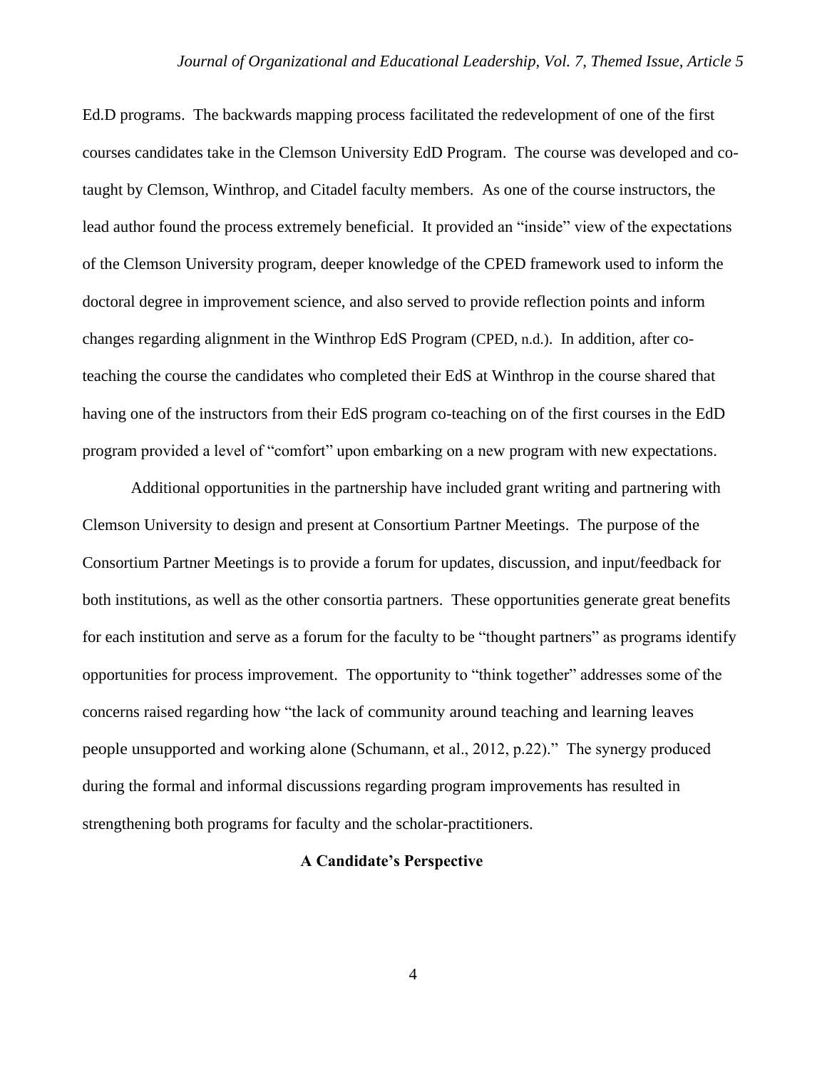Ed.D programs. The backwards mapping process facilitated the redevelopment of one of the first courses candidates take in the Clemson University EdD Program. The course was developed and co-taught by Clemson, Winthrop, and Citadel faculty members. As one of the course instructors, the lead author found the process extremely beneficial. It provided an "inside" view of the expectations of the Clemson University program, deeper knowledge of the CPED framework used to inform the doctoral degree in improvement science, and also served to provide reflection points and inform changes regarding alignment in the Winthrop EdS Program (CPED, n.d.). In addition, after co-teaching the course the candidates who completed their EdS at Winthrop in the course shared that having one of the instructors from their EdS program co-teaching on of the first courses in the EdD program provided a level of "comfort" upon embarking on a new program with new expectations.

Additional opportunities in the partnership have included grant writing and partnering with Clemson University to design and present at Consortium Partner Meetings. The purpose of the Consortium Partner Meetings is to provide a forum for updates, discussion, and input/feedback for both institutions, as well as the other consortia partners. These opportunities generate great benefits for each institution and serve as a forum for the faculty to be "thought partners" as programs identify opportunities for process improvement. The opportunity to "think together" addresses some of the concerns raised regarding how "the lack of community around teaching and learning leaves people unsupported and working alone (Schumann, et al., 2012, p.22)." The synergy produced during the formal and informal discussions regarding program improvements has resulted in strengthening both programs for faculty and the scholar-practitioners.

## A Candidate's Perspective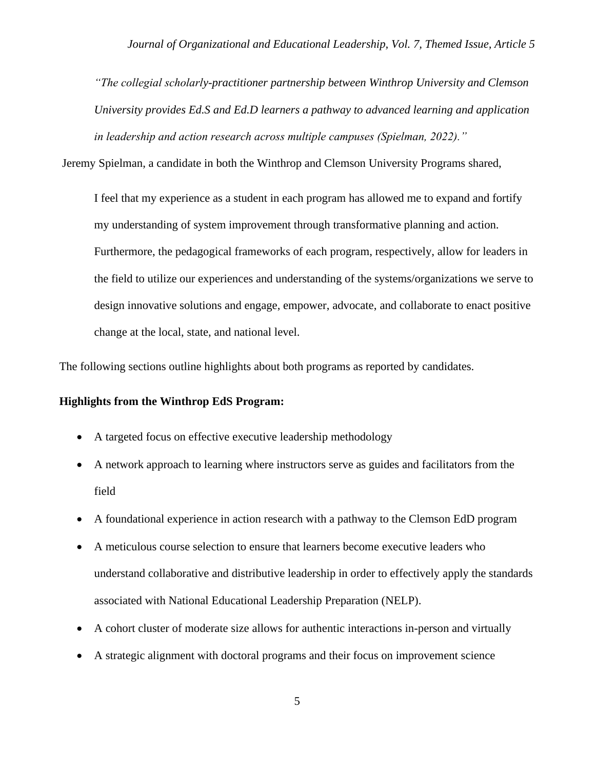> *"The collegial scholarly-practitioner partnership between Winthrop University and Clemson University provides Ed.S and Ed.D learners a pathway to advanced learning and application in leadership and action research across multiple campuses (Spielman, 2022)."*

Jeremy Spielman, a candidate in both the Winthrop and Clemson University Programs shared,

> I feel that my experience as a student in each program has allowed me to expand and fortify my understanding of system improvement through transformative planning and action. Furthermore, the pedagogical frameworks of each program, respectively, allow for leaders in the field to utilize our experiences and understanding of the systems/organizations we serve to design innovative solutions and engage, empower, advocate, and collaborate to enact positive change at the local, state, and national level.

The following sections outline highlights about both programs as reported by candidates.

**Highlights from the Winthrop EdS Program:**

- A targeted focus on effective executive leadership methodology
- A network approach to learning where instructors serve as guides and facilitators from the field
- A foundational experience in action research with a pathway to the Clemson EdD program
- A meticulous course selection to ensure that learners become executive leaders who understand collaborative and distributive leadership in order to effectively apply the standards associated with National Educational Leadership Preparation (NELP).
- A cohort cluster of moderate size allows for authentic interactions in-person and virtually
- A strategic alignment with doctoral programs and their focus on improvement science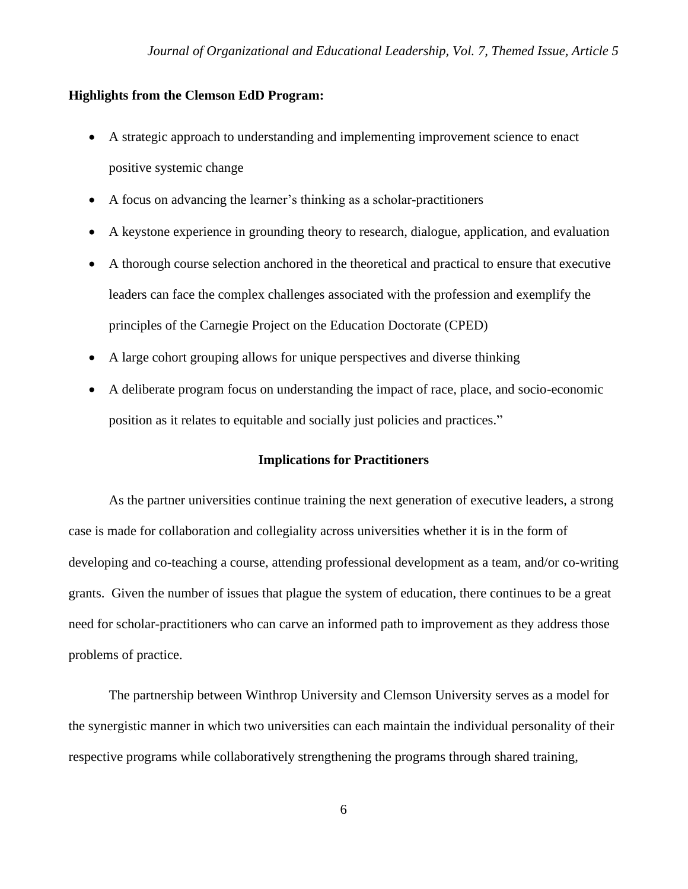**Highlights from the Clemson EdD Program:**

- A strategic approach to understanding and implementing improvement science to enact positive systemic change
- A focus on advancing the learner's thinking as a scholar-practitioners
- A keystone experience in grounding theory to research, dialogue, application, and evaluation
- A thorough course selection anchored in the theoretical and practical to ensure that executive leaders can face the complex challenges associated with the profession and exemplify the principles of the Carnegie Project on the Education Doctorate (CPED)
- A large cohort grouping allows for unique perspectives and diverse thinking
- A deliberate program focus on understanding the impact of race, place, and socio-economic position as it relates to equitable and socially just policies and practices."

## Implications for Practitioners

As the partner universities continue training the next generation of executive leaders, a strong case is made for collaboration and collegiality across universities whether it is in the form of developing and co-teaching a course, attending professional development as a team, and/or co-writing grants. Given the number of issues that plague the system of education, there continues to be a great need for scholar-practitioners who can carve an informed path to improvement as they address those problems of practice.

The partnership between Winthrop University and Clemson University serves as a model for the synergistic manner in which two universities can each maintain the individual personality of their respective programs while collaboratively strengthening the programs through shared training,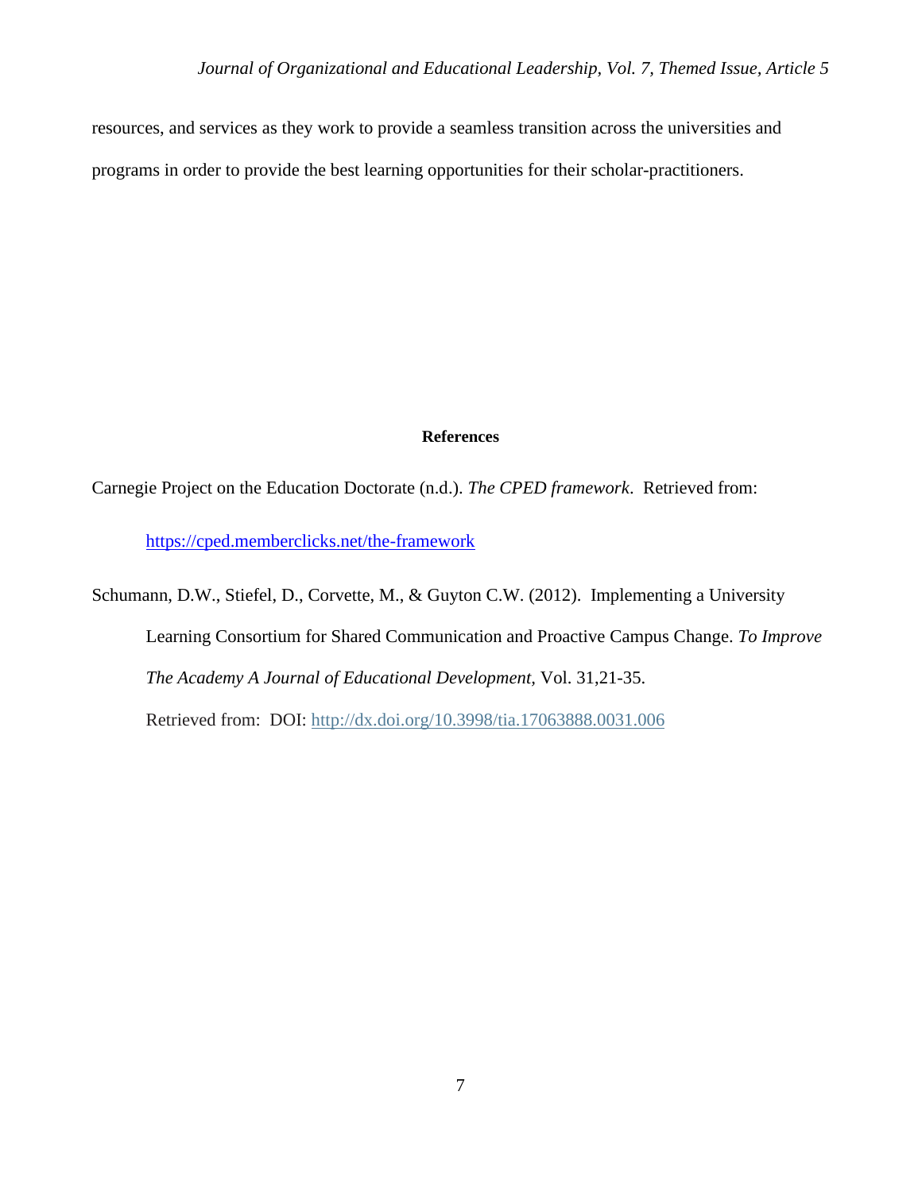resources, and services as they work to provide a seamless transition across the universities and programs in order to provide the best learning opportunities for their scholar-practitioners.

## References

Carnegie Project on the Education Doctorate (n.d.). *The CPED framework*. Retrieved from: https://cped.memberclicks.net/the-framework

Schumann, D.W., Stiefel, D., Corvette, M., & Guyton C.W. (2012). Implementing a University Learning Consortium for Shared Communication and Proactive Campus Change. *To Improve The Academy A Journal of Educational Development*, Vol. 31,21-35. Retrieved from: DOI: http://dx.doi.org/10.3998/tia.17063888.0031.006